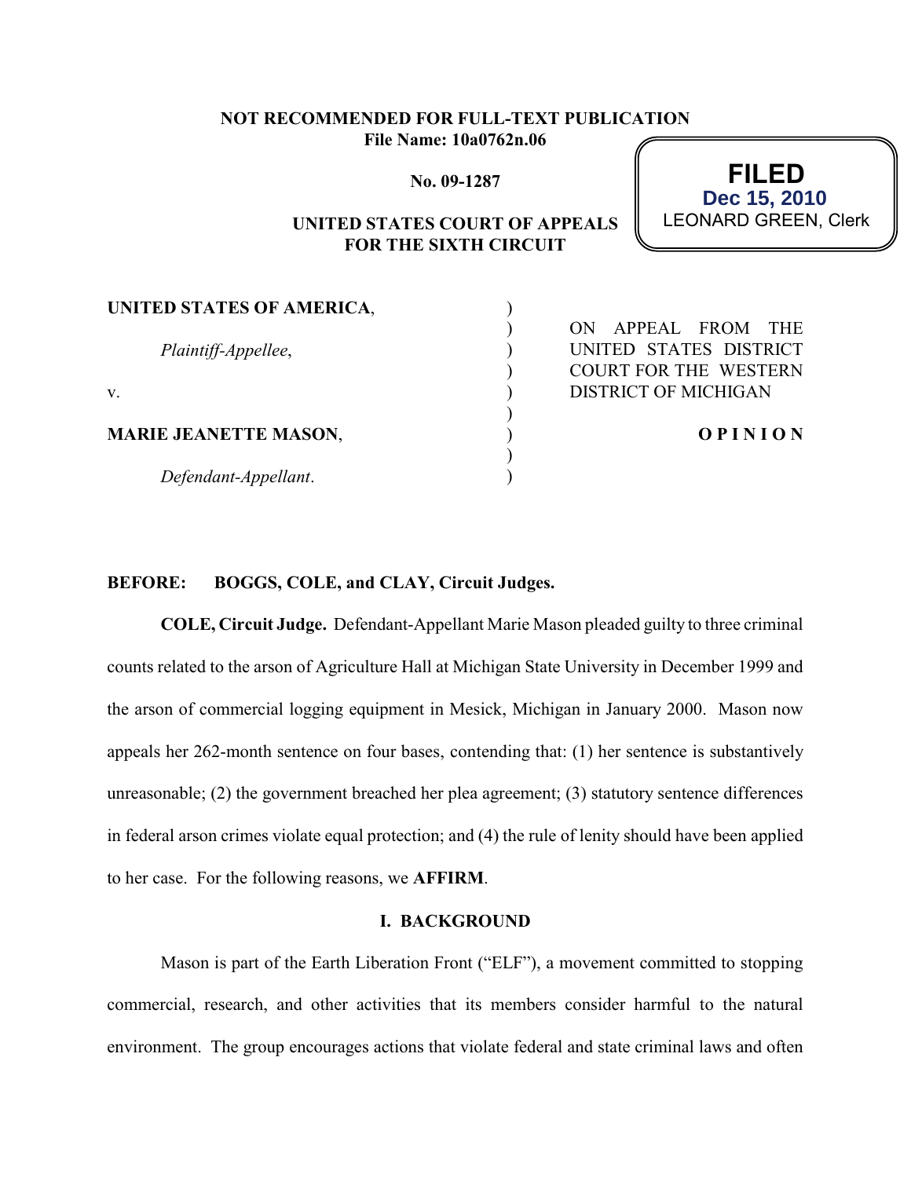**NOT RECOMMENDED FOR FULL-TEXT PUBLICATION**
**File Name: 10a0762n.06**

**No. 09-1287**

**FILED**
**Dec 15, 2010**
LEONARD GREEN, Clerk

**UNITED STATES COURT OF APPEALS**
**FOR THE SIXTH CIRCUIT**

| | | |
|---|---|---|
| **UNITED STATES OF AMERICA**, | ) | |
| | ) | ON APPEAL FROM THE |
| *Plaintiff-Appellee*, | ) | UNITED STATES DISTRICT |
| | ) | COURT FOR THE WESTERN |
| v. | ) | DISTRICT OF MICHIGAN |
| | ) | |
| **MARIE JEANETTE MASON**, | ) | **O P I N I O N** |
| | ) | |
| *Defendant-Appellant*. | ) | |

**BEFORE: BOGGS, COLE, and CLAY, Circuit Judges.**

**COLE, Circuit Judge.** Defendant-Appellant Marie Mason pleaded guilty to three criminal counts related to the arson of Agriculture Hall at Michigan State University in December 1999 and the arson of commercial logging equipment in Mesick, Michigan in January 2000. Mason now appeals her 262-month sentence on four bases, contending that: (1) her sentence is substantively unreasonable; (2) the government breached her plea agreement; (3) statutory sentence differences in federal arson crimes violate equal protection; and (4) the rule of lenity should have been applied to her case. For the following reasons, we **AFFIRM**.

## I. BACKGROUND

Mason is part of the Earth Liberation Front ("ELF"), a movement committed to stopping commercial, research, and other activities that its members consider harmful to the natural environment. The group encourages actions that violate federal and state criminal laws and often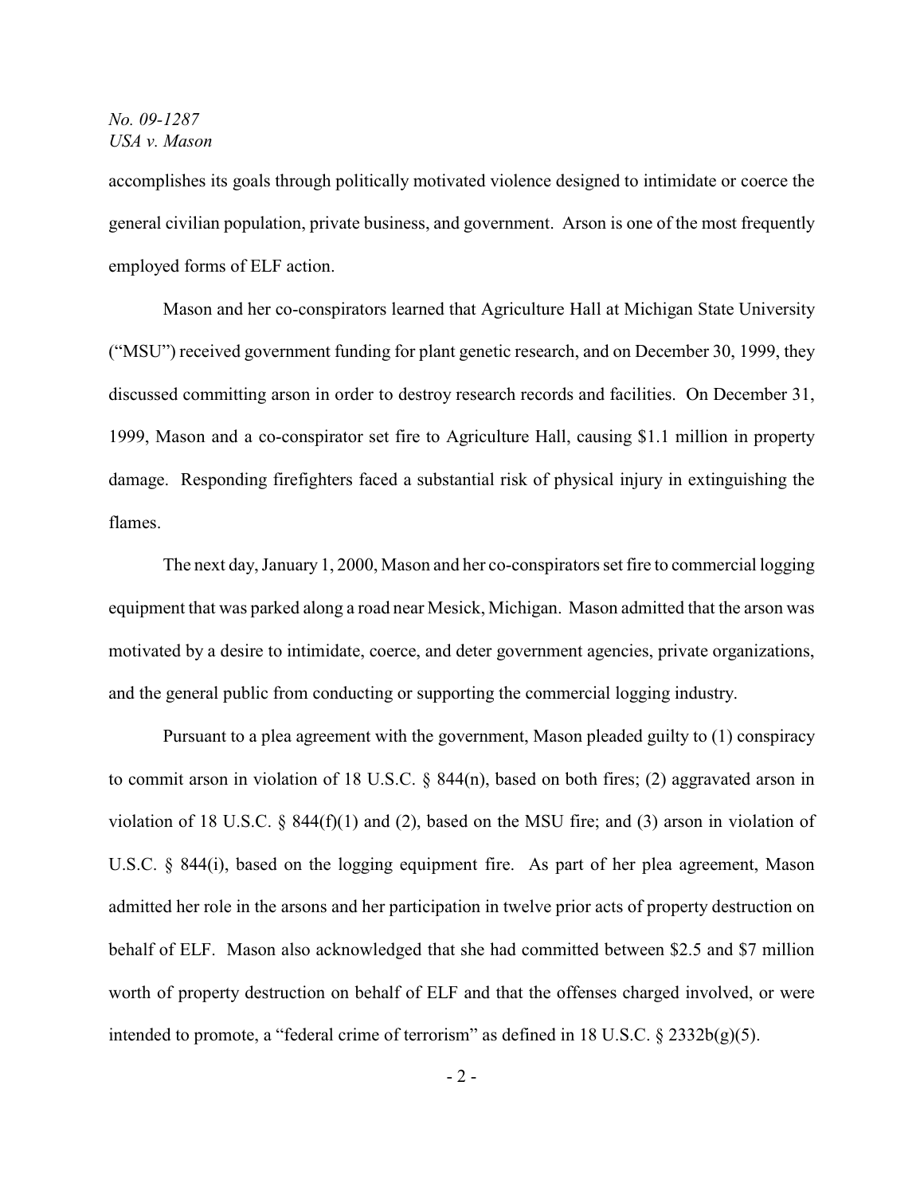accomplishes its goals through politically motivated violence designed to intimidate or coerce the general civilian population, private business, and government. Arson is one of the most frequently employed forms of ELF action.

Mason and her co-conspirators learned that Agriculture Hall at Michigan State University ("MSU") received government funding for plant genetic research, and on December 30, 1999, they discussed committing arson in order to destroy research records and facilities. On December 31, 1999, Mason and a co-conspirator set fire to Agriculture Hall, causing $1.1 million in property damage. Responding firefighters faced a substantial risk of physical injury in extinguishing the flames.

The next day, January 1, 2000, Mason and her co-conspirators set fire to commercial logging equipment that was parked along a road near Mesick, Michigan. Mason admitted that the arson was motivated by a desire to intimidate, coerce, and deter government agencies, private organizations, and the general public from conducting or supporting the commercial logging industry.

Pursuant to a plea agreement with the government, Mason pleaded guilty to (1) conspiracy to commit arson in violation of 18 U.S.C. § 844(n), based on both fires; (2) aggravated arson in violation of 18 U.S.C. § 844(f)(1) and (2), based on the MSU fire; and (3) arson in violation of U.S.C. § 844(i), based on the logging equipment fire. As part of her plea agreement, Mason admitted her role in the arsons and her participation in twelve prior acts of property destruction on behalf of ELF. Mason also acknowledged that she had committed between $2.5 and $7 million worth of property destruction on behalf of ELF and that the offenses charged involved, or were intended to promote, a "federal crime of terrorism" as defined in 18 U.S.C. § 2332b(g)(5).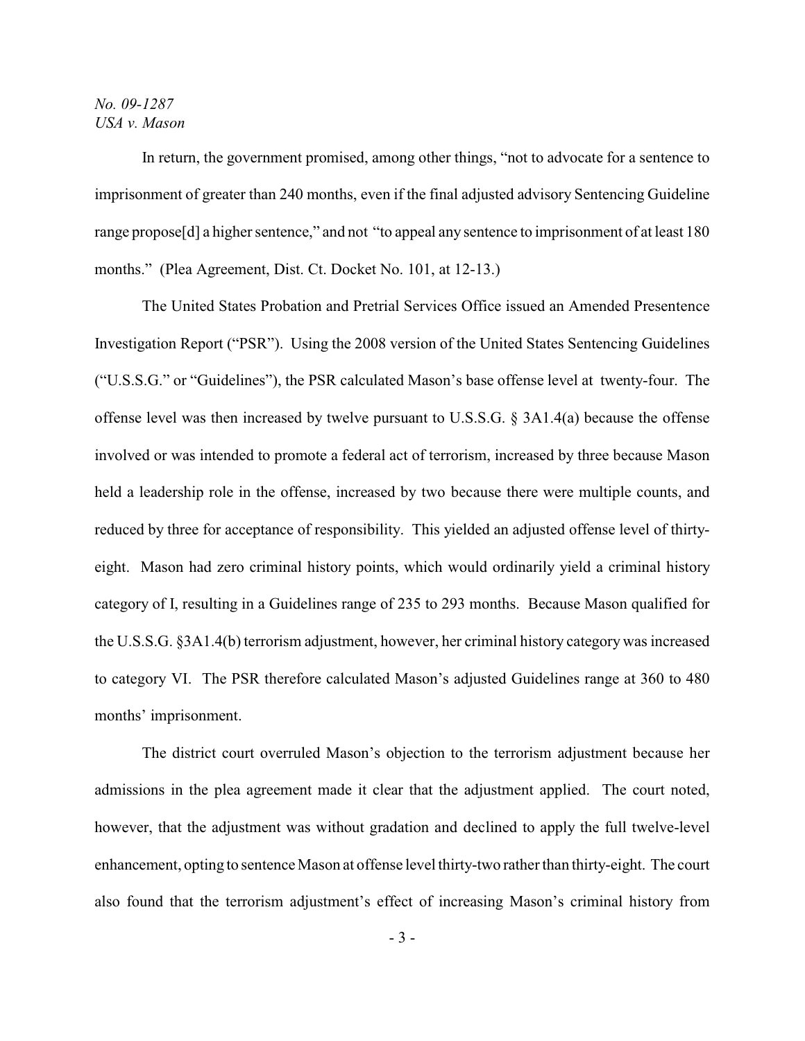In return, the government promised, among other things, "not to advocate for a sentence to imprisonment of greater than 240 months, even if the final adjusted advisory Sentencing Guideline range propose[d] a higher sentence," and not "to appeal any sentence to imprisonment of at least 180 months." (Plea Agreement, Dist. Ct. Docket No. 101, at 12-13.)

The United States Probation and Pretrial Services Office issued an Amended Presentence Investigation Report ("PSR"). Using the 2008 version of the United States Sentencing Guidelines ("U.S.S.G." or "Guidelines"), the PSR calculated Mason's base offense level at twenty-four. The offense level was then increased by twelve pursuant to U.S.S.G. § 3A1.4(a) because the offense involved or was intended to promote a federal act of terrorism, increased by three because Mason held a leadership role in the offense, increased by two because there were multiple counts, and reduced by three for acceptance of responsibility. This yielded an adjusted offense level of thirty-eight. Mason had zero criminal history points, which would ordinarily yield a criminal history category of I, resulting in a Guidelines range of 235 to 293 months. Because Mason qualified for the U.S.S.G. §3A1.4(b) terrorism adjustment, however, her criminal history category was increased to category VI. The PSR therefore calculated Mason's adjusted Guidelines range at 360 to 480 months' imprisonment.

The district court overruled Mason's objection to the terrorism adjustment because her admissions in the plea agreement made it clear that the adjustment applied. The court noted, however, that the adjustment was without gradation and declined to apply the full twelve-level enhancement, opting to sentence Mason at offense level thirty-two rather than thirty-eight. The court also found that the terrorism adjustment's effect of increasing Mason's criminal history from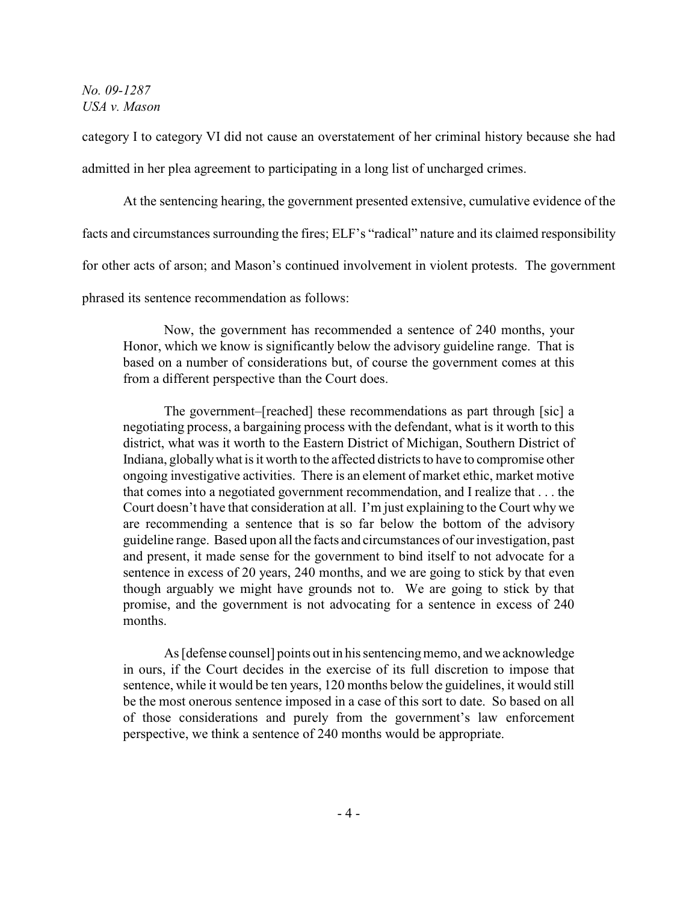category I to category VI did not cause an overstatement of her criminal history because she had admitted in her plea agreement to participating in a long list of uncharged crimes.

At the sentencing hearing, the government presented extensive, cumulative evidence of the facts and circumstances surrounding the fires; ELF's "radical" nature and its claimed responsibility for other acts of arson; and Mason's continued involvement in violent protests. The government phrased its sentence recommendation as follows:

> Now, the government has recommended a sentence of 240 months, your Honor, which we know is significantly below the advisory guideline range. That is based on a number of considerations but, of course the government comes at this from a different perspective than the Court does.
>
> The government–[reached] these recommendations as part through [sic] a negotiating process, a bargaining process with the defendant, what is it worth to this district, what was it worth to the Eastern District of Michigan, Southern District of Indiana, globally what is it worth to the affected districts to have to compromise other ongoing investigative activities. There is an element of market ethic, market motive that comes into a negotiated government recommendation, and I realize that . . . the Court doesn't have that consideration at all. I'm just explaining to the Court why we are recommending a sentence that is so far below the bottom of the advisory guideline range. Based upon all the facts and circumstances of our investigation, past and present, it made sense for the government to bind itself to not advocate for a sentence in excess of 20 years, 240 months, and we are going to stick by that even though arguably we might have grounds not to. We are going to stick by that promise, and the government is not advocating for a sentence in excess of 240 months.
>
> As [defense counsel] points out in his sentencing memo, and we acknowledge in ours, if the Court decides in the exercise of its full discretion to impose that sentence, while it would be ten years, 120 months below the guidelines, it would still be the most onerous sentence imposed in a case of this sort to date. So based on all of those considerations and purely from the government's law enforcement perspective, we think a sentence of 240 months would be appropriate.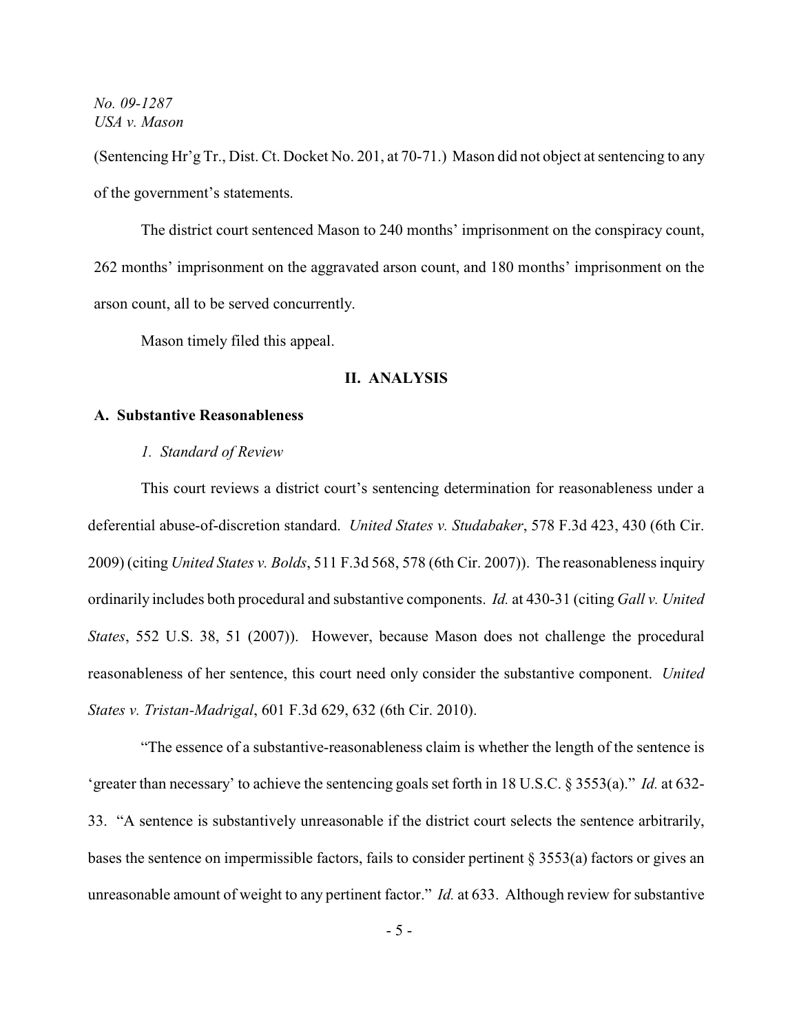(Sentencing Hr'g Tr., Dist. Ct. Docket No. 201, at 70-71.) Mason did not object at sentencing to any of the government's statements.

The district court sentenced Mason to 240 months' imprisonment on the conspiracy count, 262 months' imprisonment on the aggravated arson count, and 180 months' imprisonment on the arson count, all to be served concurrently.

Mason timely filed this appeal.

## II. ANALYSIS

### A. Substantive Reasonableness

#### *1. Standard of Review*

This court reviews a district court's sentencing determination for reasonableness under a deferential abuse-of-discretion standard. *United States v. Studabaker*, 578 F.3d 423, 430 (6th Cir. 2009) (citing *United States v. Bolds*, 511 F.3d 568, 578 (6th Cir. 2007)). The reasonableness inquiry ordinarily includes both procedural and substantive components. *Id.* at 430-31 (citing *Gall v. United States*, 552 U.S. 38, 51 (2007)). However, because Mason does not challenge the procedural reasonableness of her sentence, this court need only consider the substantive component. *United States v. Tristan-Madrigal*, 601 F.3d 629, 632 (6th Cir. 2010).

"The essence of a substantive-reasonableness claim is whether the length of the sentence is 'greater than necessary' to achieve the sentencing goals set forth in 18 U.S.C. § 3553(a)." *Id.* at 632-33. "A sentence is substantively unreasonable if the district court selects the sentence arbitrarily, bases the sentence on impermissible factors, fails to consider pertinent § 3553(a) factors or gives an unreasonable amount of weight to any pertinent factor." *Id.* at 633. Although review for substantive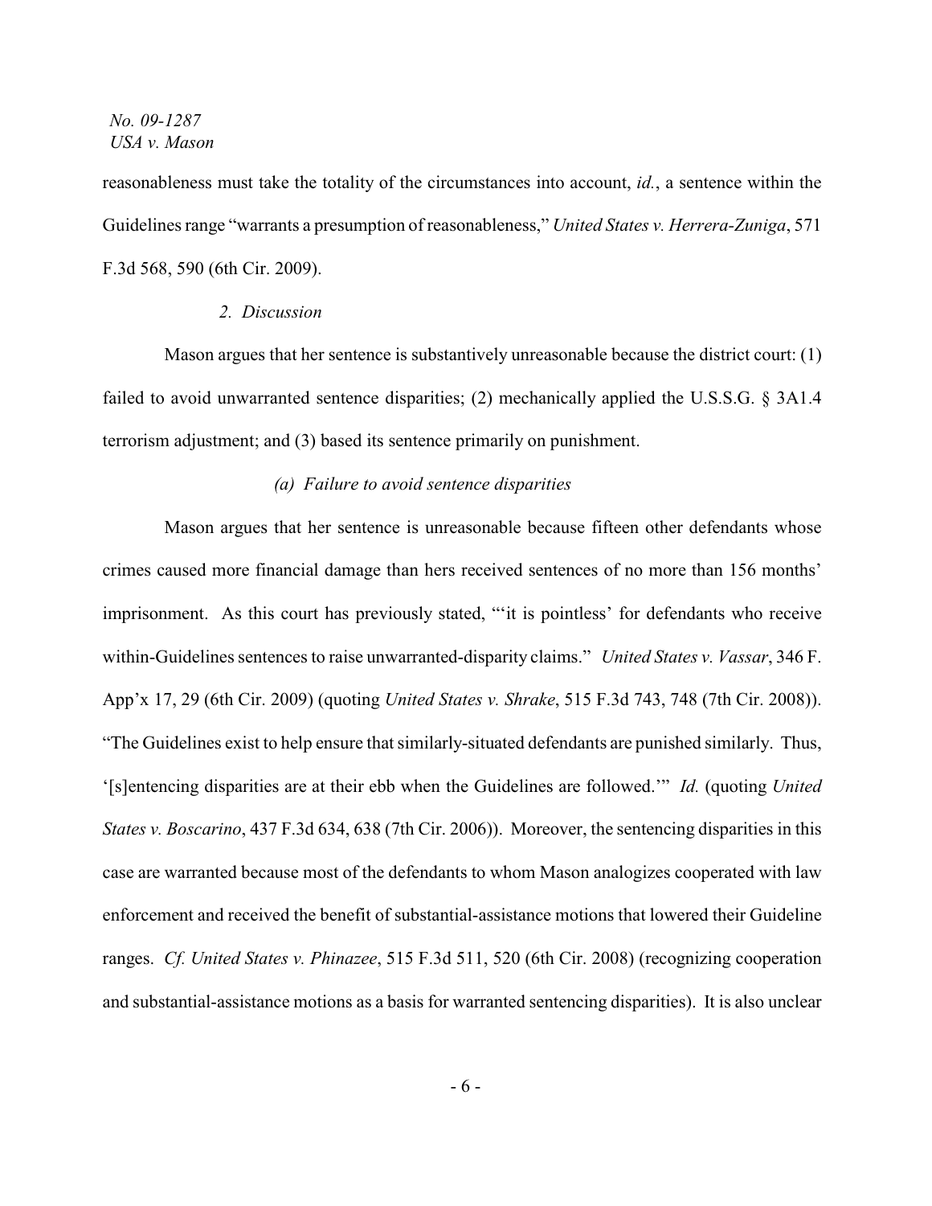reasonableness must take the totality of the circumstances into account, *id.*, a sentence within the Guidelines range "warrants a presumption of reasonableness," *United States v. Herrera-Zuniga*, 571 F.3d 568, 590 (6th Cir. 2009).

*2. Discussion*

Mason argues that her sentence is substantively unreasonable because the district court: (1) failed to avoid unwarranted sentence disparities; (2) mechanically applied the U.S.S.G. § 3A1.4 terrorism adjustment; and (3) based its sentence primarily on punishment.

*(a) Failure to avoid sentence disparities*

Mason argues that her sentence is unreasonable because fifteen other defendants whose crimes caused more financial damage than hers received sentences of no more than 156 months' imprisonment. As this court has previously stated, "'it is pointless' for defendants who receive within-Guidelines sentences to raise unwarranted-disparity claims." *United States v. Vassar*, 346 F. App'x 17, 29 (6th Cir. 2009) (quoting *United States v. Shrake*, 515 F.3d 743, 748 (7th Cir. 2008)). "The Guidelines exist to help ensure that similarly-situated defendants are punished similarly. Thus, '[s]entencing disparities are at their ebb when the Guidelines are followed.'" *Id.* (quoting *United States v. Boscarino*, 437 F.3d 634, 638 (7th Cir. 2006)). Moreover, the sentencing disparities in this case are warranted because most of the defendants to whom Mason analogizes cooperated with law enforcement and received the benefit of substantial-assistance motions that lowered their Guideline ranges. *Cf. United States v. Phinazee*, 515 F.3d 511, 520 (6th Cir. 2008) (recognizing cooperation and substantial-assistance motions as a basis for warranted sentencing disparities). It is also unclear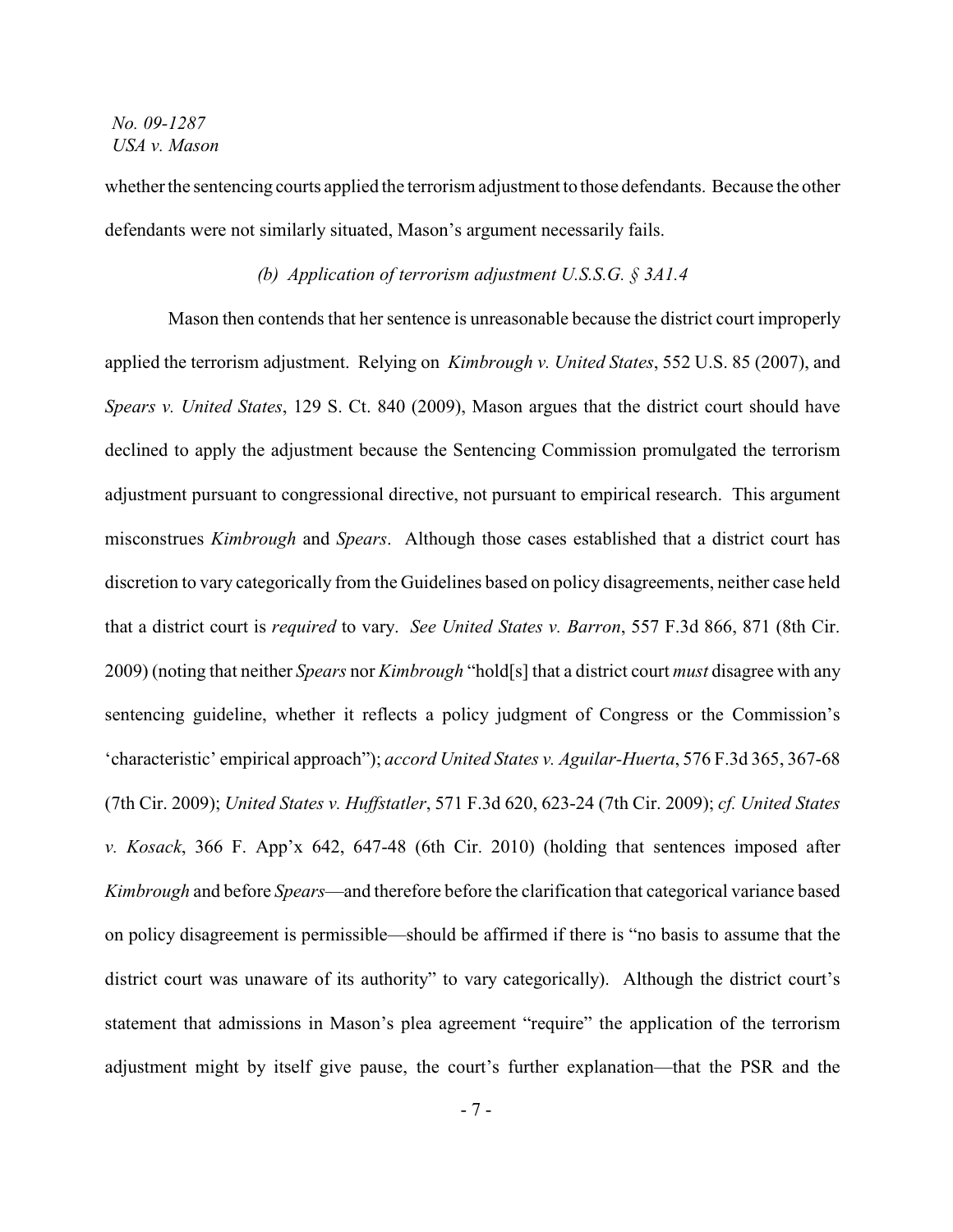whether the sentencing courts applied the terrorism adjustment to those defendants. Because the other defendants were not similarly situated, Mason's argument necessarily fails.

*(b) Application of terrorism adjustment U.S.S.G. § 3A1.4*

Mason then contends that her sentence is unreasonable because the district court improperly applied the terrorism adjustment. Relying on *Kimbrough v. United States*, 552 U.S. 85 (2007), and *Spears v. United States*, 129 S. Ct. 840 (2009), Mason argues that the district court should have declined to apply the adjustment because the Sentencing Commission promulgated the terrorism adjustment pursuant to congressional directive, not pursuant to empirical research. This argument misconstrues *Kimbrough* and *Spears*. Although those cases established that a district court has discretion to vary categorically from the Guidelines based on policy disagreements, neither case held that a district court is *required* to vary. *See United States v. Barron*, 557 F.3d 866, 871 (8th Cir. 2009) (noting that neither *Spears* nor *Kimbrough* "hold[s] that a district court *must* disagree with any sentencing guideline, whether it reflects a policy judgment of Congress or the Commission's 'characteristic' empirical approach"); *accord United States v. Aguilar-Huerta*, 576 F.3d 365, 367-68 (7th Cir. 2009); *United States v. Huffstatler*, 571 F.3d 620, 623-24 (7th Cir. 2009); *cf. United States v. Kosack*, 366 F. App'x 642, 647-48 (6th Cir. 2010) (holding that sentences imposed after *Kimbrough* and before *Spears*—and therefore before the clarification that categorical variance based on policy disagreement is permissible—should be affirmed if there is "no basis to assume that the district court was unaware of its authority" to vary categorically). Although the district court's statement that admissions in Mason's plea agreement "require" the application of the terrorism adjustment might by itself give pause, the court's further explanation—that the PSR and the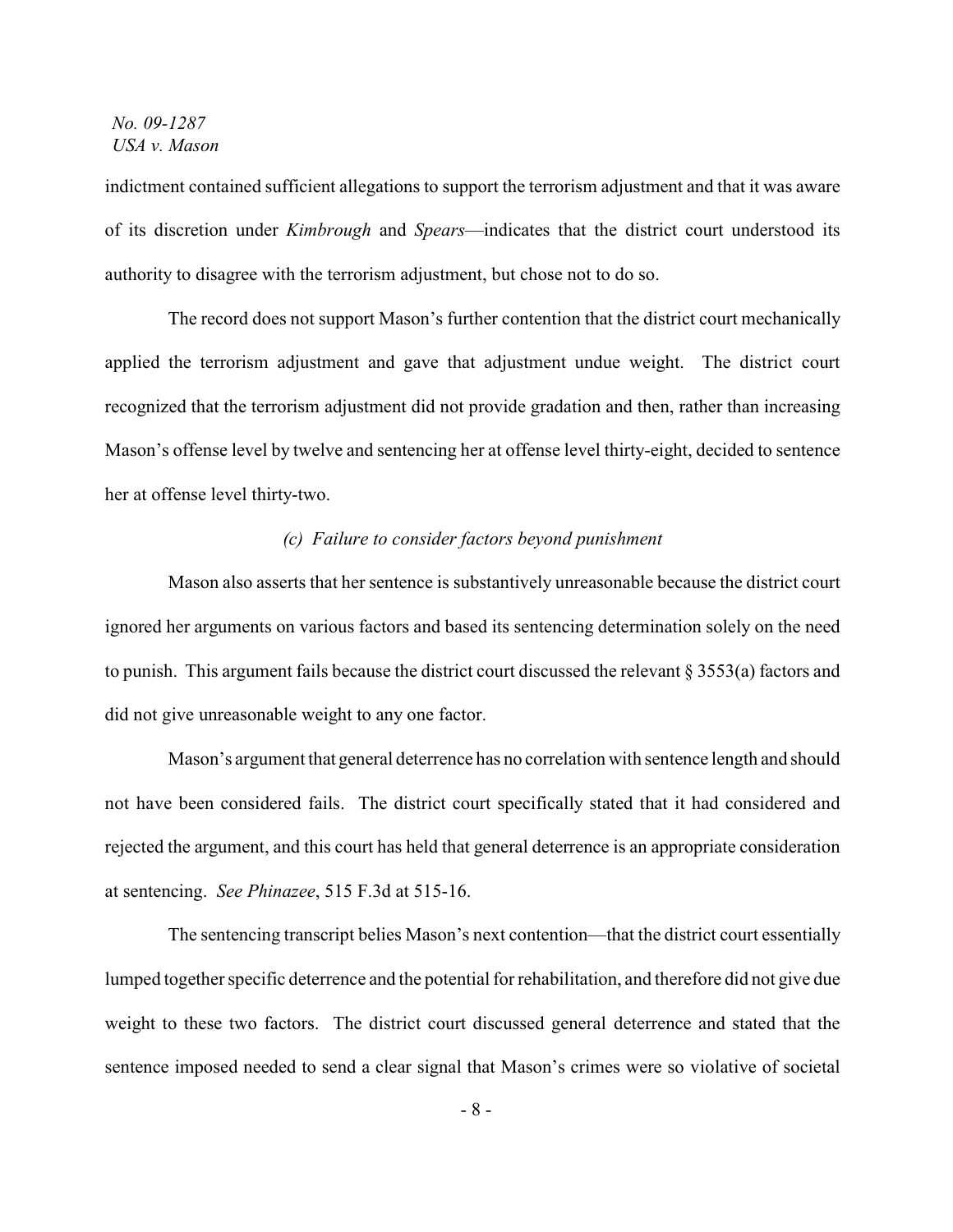indictment contained sufficient allegations to support the terrorism adjustment and that it was aware of its discretion under *Kimbrough* and *Spears*—indicates that the district court understood its authority to disagree with the terrorism adjustment, but chose not to do so.

The record does not support Mason's further contention that the district court mechanically applied the terrorism adjustment and gave that adjustment undue weight. The district court recognized that the terrorism adjustment did not provide gradation and then, rather than increasing Mason's offense level by twelve and sentencing her at offense level thirty-eight, decided to sentence her at offense level thirty-two.

*(c) Failure to consider factors beyond punishment*

Mason also asserts that her sentence is substantively unreasonable because the district court ignored her arguments on various factors and based its sentencing determination solely on the need to punish. This argument fails because the district court discussed the relevant § 3553(a) factors and did not give unreasonable weight to any one factor.

Mason's argument that general deterrence has no correlation with sentence length and should not have been considered fails. The district court specifically stated that it had considered and rejected the argument, and this court has held that general deterrence is an appropriate consideration at sentencing. *See Phinazee*, 515 F.3d at 515-16.

The sentencing transcript belies Mason's next contention—that the district court essentially lumped together specific deterrence and the potential for rehabilitation, and therefore did not give due weight to these two factors. The district court discussed general deterrence and stated that the sentence imposed needed to send a clear signal that Mason's crimes were so violative of societal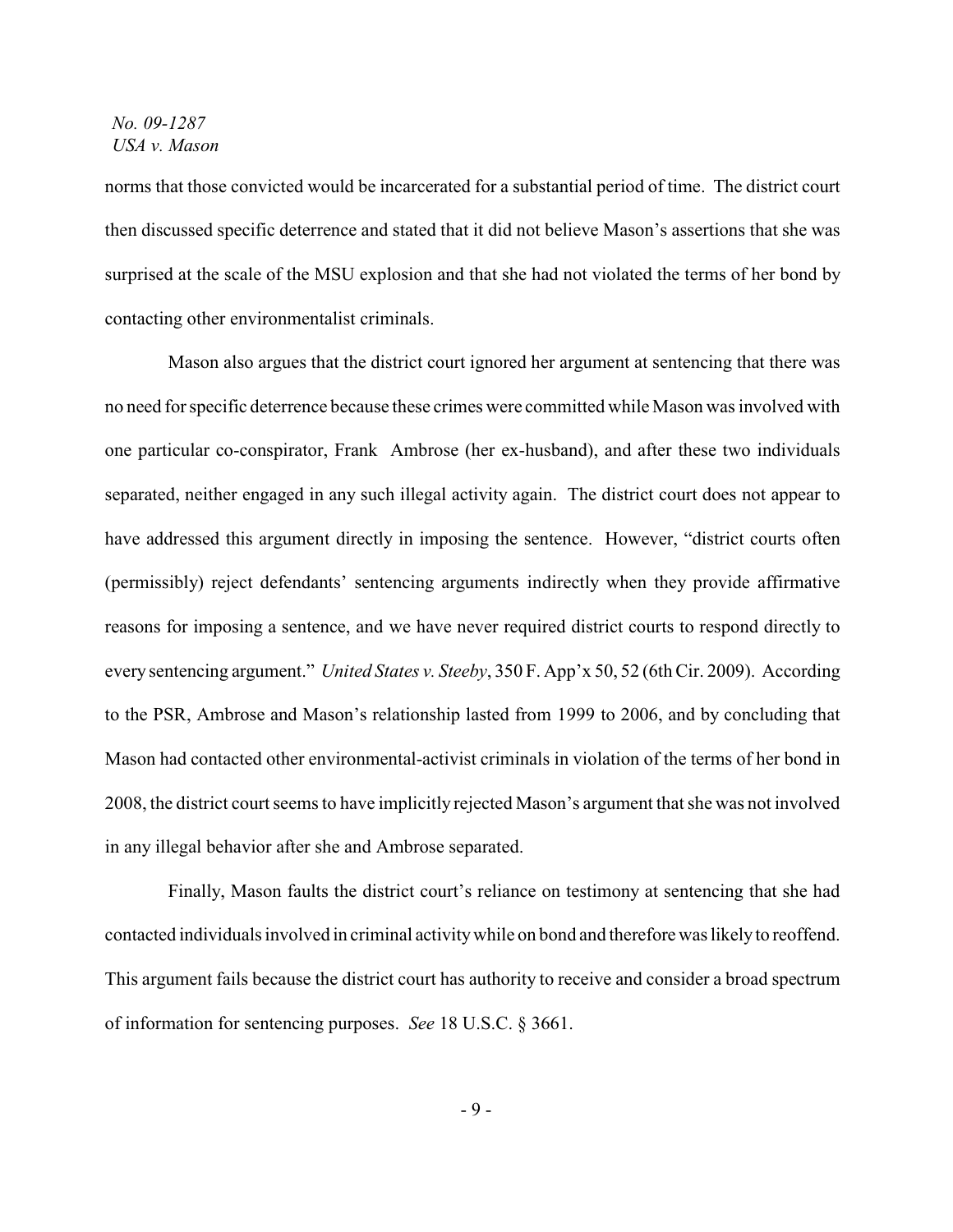norms that those convicted would be incarcerated for a substantial period of time. The district court then discussed specific deterrence and stated that it did not believe Mason's assertions that she was surprised at the scale of the MSU explosion and that she had not violated the terms of her bond by contacting other environmentalist criminals.

Mason also argues that the district court ignored her argument at sentencing that there was no need for specific deterrence because these crimes were committed while Mason was involved with one particular co-conspirator, Frank Ambrose (her ex-husband), and after these two individuals separated, neither engaged in any such illegal activity again. The district court does not appear to have addressed this argument directly in imposing the sentence. However, "district courts often (permissibly) reject defendants' sentencing arguments indirectly when they provide affirmative reasons for imposing a sentence, and we have never required district courts to respond directly to every sentencing argument." *United States v. Steeby*, 350 F. App'x 50, 52 (6th Cir. 2009). According to the PSR, Ambrose and Mason's relationship lasted from 1999 to 2006, and by concluding that Mason had contacted other environmental-activist criminals in violation of the terms of her bond in 2008, the district court seems to have implicitly rejected Mason's argument that she was not involved in any illegal behavior after she and Ambrose separated.

Finally, Mason faults the district court's reliance on testimony at sentencing that she had contacted individuals involved in criminal activity while on bond and therefore was likely to reoffend. This argument fails because the district court has authority to receive and consider a broad spectrum of information for sentencing purposes. *See* 18 U.S.C. § 3661.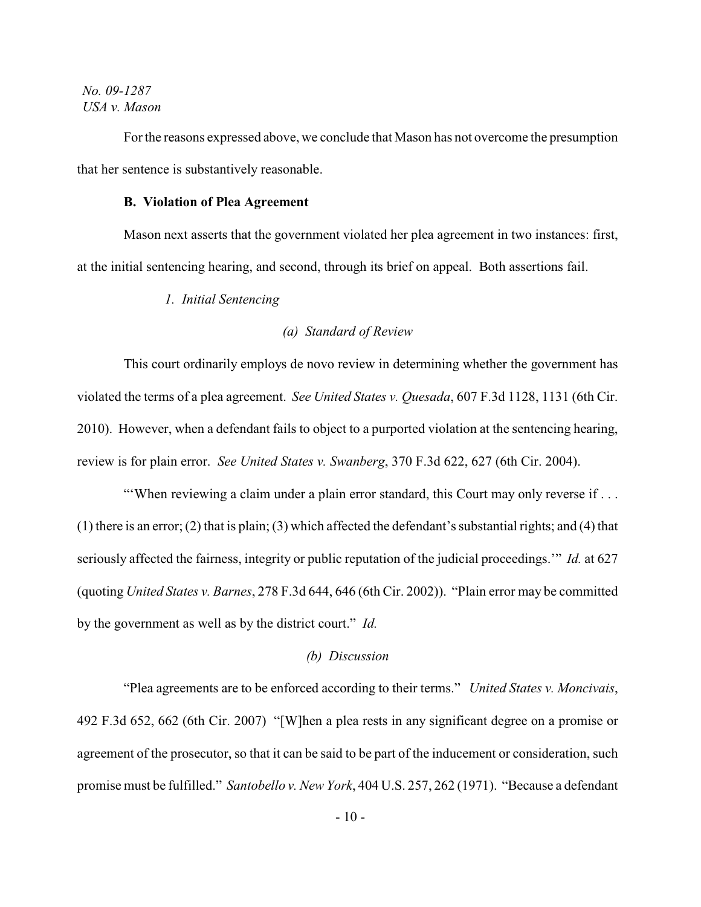For the reasons expressed above, we conclude that Mason has not overcome the presumption that her sentence is substantively reasonable.

**B. Violation of Plea Agreement**

Mason next asserts that the government violated her plea agreement in two instances: first, at the initial sentencing hearing, and second, through its brief on appeal. Both assertions fail.

*1. Initial Sentencing*

*(a) Standard of Review*

This court ordinarily employs de novo review in determining whether the government has violated the terms of a plea agreement. *See United States v. Quesada*, 607 F.3d 1128, 1131 (6th Cir. 2010). However, when a defendant fails to object to a purported violation at the sentencing hearing, review is for plain error. *See United States v. Swanberg*, 370 F.3d 622, 627 (6th Cir. 2004).

"'When reviewing a claim under a plain error standard, this Court may only reverse if . . . (1) there is an error; (2) that is plain; (3) which affected the defendant's substantial rights; and (4) that seriously affected the fairness, integrity or public reputation of the judicial proceedings.'" *Id.* at 627 (quoting *United States v. Barnes*, 278 F.3d 644, 646 (6th Cir. 2002)). "Plain error may be committed by the government as well as by the district court." *Id.*

*(b) Discussion*

"Plea agreements are to be enforced according to their terms." *United States v. Moncivais*, 492 F.3d 652, 662 (6th Cir. 2007) "[W]hen a plea rests in any significant degree on a promise or agreement of the prosecutor, so that it can be said to be part of the inducement or consideration, such promise must be fulfilled." *Santobello v. New York*, 404 U.S. 257, 262 (1971). "Because a defendant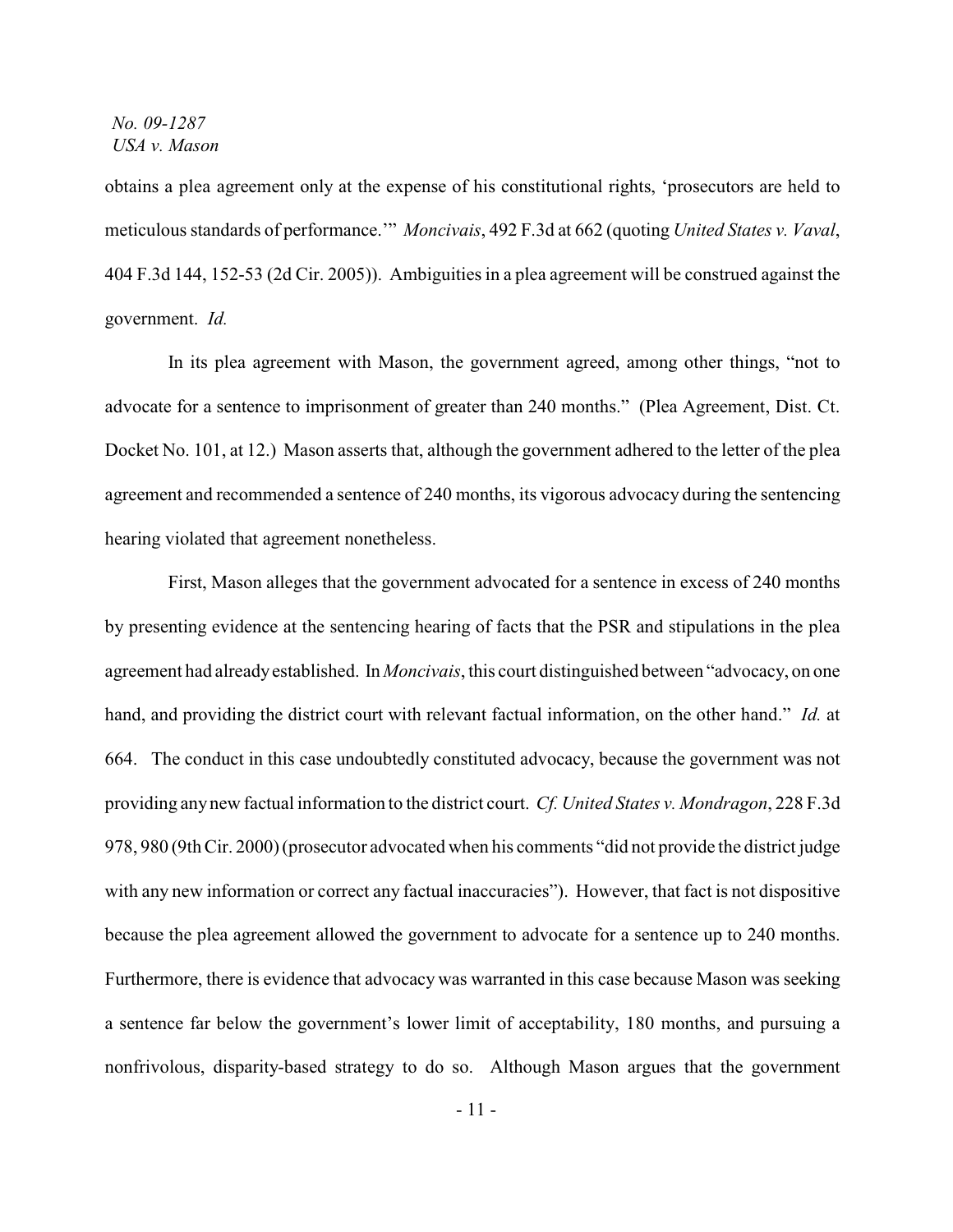obtains a plea agreement only at the expense of his constitutional rights, 'prosecutors are held to meticulous standards of performance.'" *Moncivais*, 492 F.3d at 662 (quoting *United States v. Vaval*, 404 F.3d 144, 152-53 (2d Cir. 2005)). Ambiguities in a plea agreement will be construed against the government. *Id.*

In its plea agreement with Mason, the government agreed, among other things, "not to advocate for a sentence to imprisonment of greater than 240 months." (Plea Agreement, Dist. Ct. Docket No. 101, at 12.) Mason asserts that, although the government adhered to the letter of the plea agreement and recommended a sentence of 240 months, its vigorous advocacy during the sentencing hearing violated that agreement nonetheless.

First, Mason alleges that the government advocated for a sentence in excess of 240 months by presenting evidence at the sentencing hearing of facts that the PSR and stipulations in the plea agreement had already established. In *Moncivais*, this court distinguished between "advocacy, on one hand, and providing the district court with relevant factual information, on the other hand." *Id.* at 664. The conduct in this case undoubtedly constituted advocacy, because the government was not providing any new factual information to the district court. *Cf. United States v. Mondragon*, 228 F.3d 978, 980 (9th Cir. 2000) (prosecutor advocated when his comments "did not provide the district judge with any new information or correct any factual inaccuracies"). However, that fact is not dispositive because the plea agreement allowed the government to advocate for a sentence up to 240 months. Furthermore, there is evidence that advocacy was warranted in this case because Mason was seeking a sentence far below the government's lower limit of acceptability, 180 months, and pursuing a nonfrivolous, disparity-based strategy to do so. Although Mason argues that the government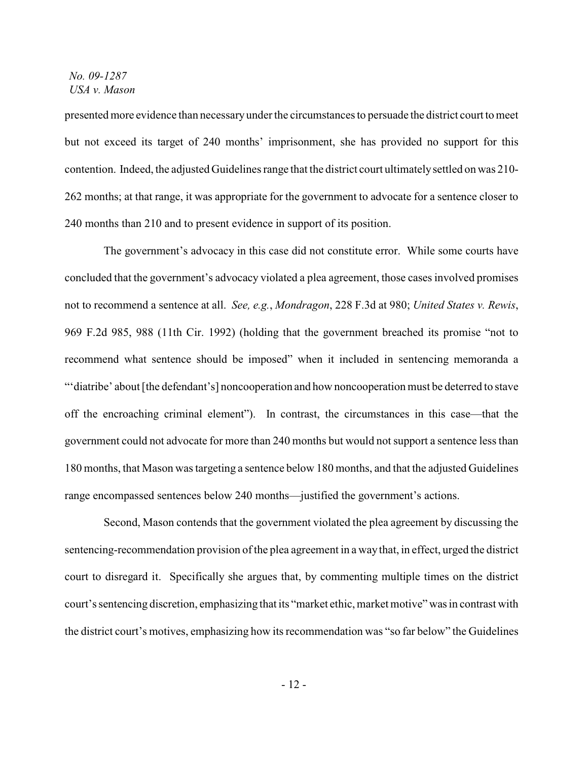presented more evidence than necessary under the circumstances to persuade the district court to meet but not exceed its target of 240 months' imprisonment, she has provided no support for this contention. Indeed, the adjusted Guidelines range that the district court ultimately settled on was 210-262 months; at that range, it was appropriate for the government to advocate for a sentence closer to 240 months than 210 and to present evidence in support of its position.

The government's advocacy in this case did not constitute error. While some courts have concluded that the government's advocacy violated a plea agreement, those cases involved promises not to recommend a sentence at all. *See, e.g.*, *Mondragon*, 228 F.3d at 980; *United States v. Rewis*, 969 F.2d 985, 988 (11th Cir. 1992) (holding that the government breached its promise "not to recommend what sentence should be imposed" when it included in sentencing memoranda a "'diatribe' about [the defendant's] noncooperation and how noncooperation must be deterred to stave off the encroaching criminal element"). In contrast, the circumstances in this case—that the government could not advocate for more than 240 months but would not support a sentence less than 180 months, that Mason was targeting a sentence below 180 months, and that the adjusted Guidelines range encompassed sentences below 240 months—justified the government's actions.

Second, Mason contends that the government violated the plea agreement by discussing the sentencing-recommendation provision of the plea agreement in a way that, in effect, urged the district court to disregard it. Specifically she argues that, by commenting multiple times on the district court's sentencing discretion, emphasizing that its "market ethic, market motive" was in contrast with the district court's motives, emphasizing how its recommendation was "so far below" the Guidelines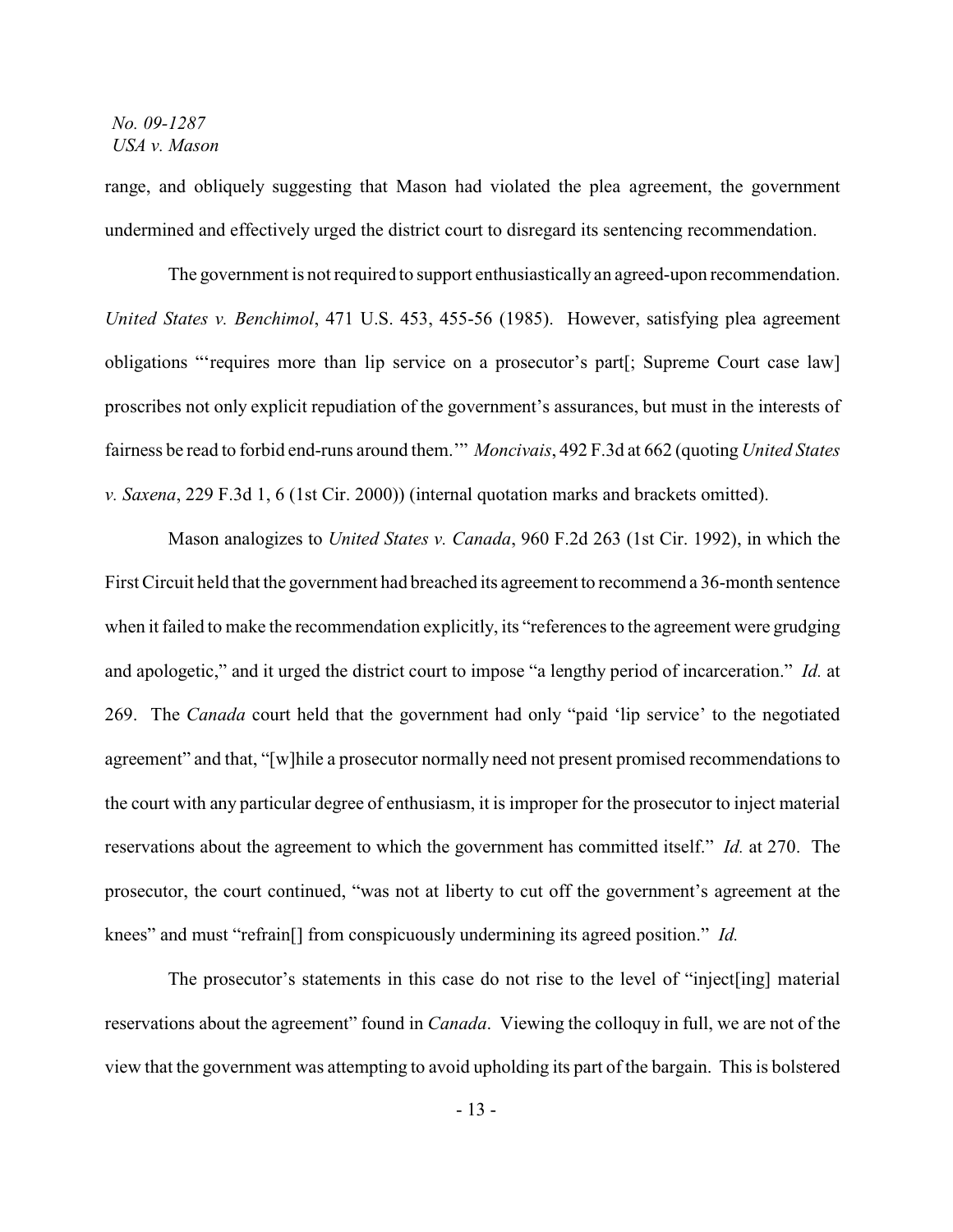range, and obliquely suggesting that Mason had violated the plea agreement, the government undermined and effectively urged the district court to disregard its sentencing recommendation.

The government is not required to support enthusiastically an agreed-upon recommendation. *United States v. Benchimol*, 471 U.S. 453, 455-56 (1985). However, satisfying plea agreement obligations "'requires more than lip service on a prosecutor's part[; Supreme Court case law] proscribes not only explicit repudiation of the government's assurances, but must in the interests of fairness be read to forbid end-runs around them.'" *Moncivais*, 492 F.3d at 662 (quoting *United States v. Saxena*, 229 F.3d 1, 6 (1st Cir. 2000)) (internal quotation marks and brackets omitted).

Mason analogizes to *United States v. Canada*, 960 F.2d 263 (1st Cir. 1992), in which the First Circuit held that the government had breached its agreement to recommend a 36-month sentence when it failed to make the recommendation explicitly, its "references to the agreement were grudging and apologetic," and it urged the district court to impose "a lengthy period of incarceration." *Id.* at 269. The *Canada* court held that the government had only "paid 'lip service' to the negotiated agreement" and that, "[w]hile a prosecutor normally need not present promised recommendations to the court with any particular degree of enthusiasm, it is improper for the prosecutor to inject material reservations about the agreement to which the government has committed itself." *Id.* at 270. The prosecutor, the court continued, "was not at liberty to cut off the government's agreement at the knees" and must "refrain[] from conspicuously undermining its agreed position." *Id.*

The prosecutor's statements in this case do not rise to the level of "inject[ing] material reservations about the agreement" found in *Canada*. Viewing the colloquy in full, we are not of the view that the government was attempting to avoid upholding its part of the bargain. This is bolstered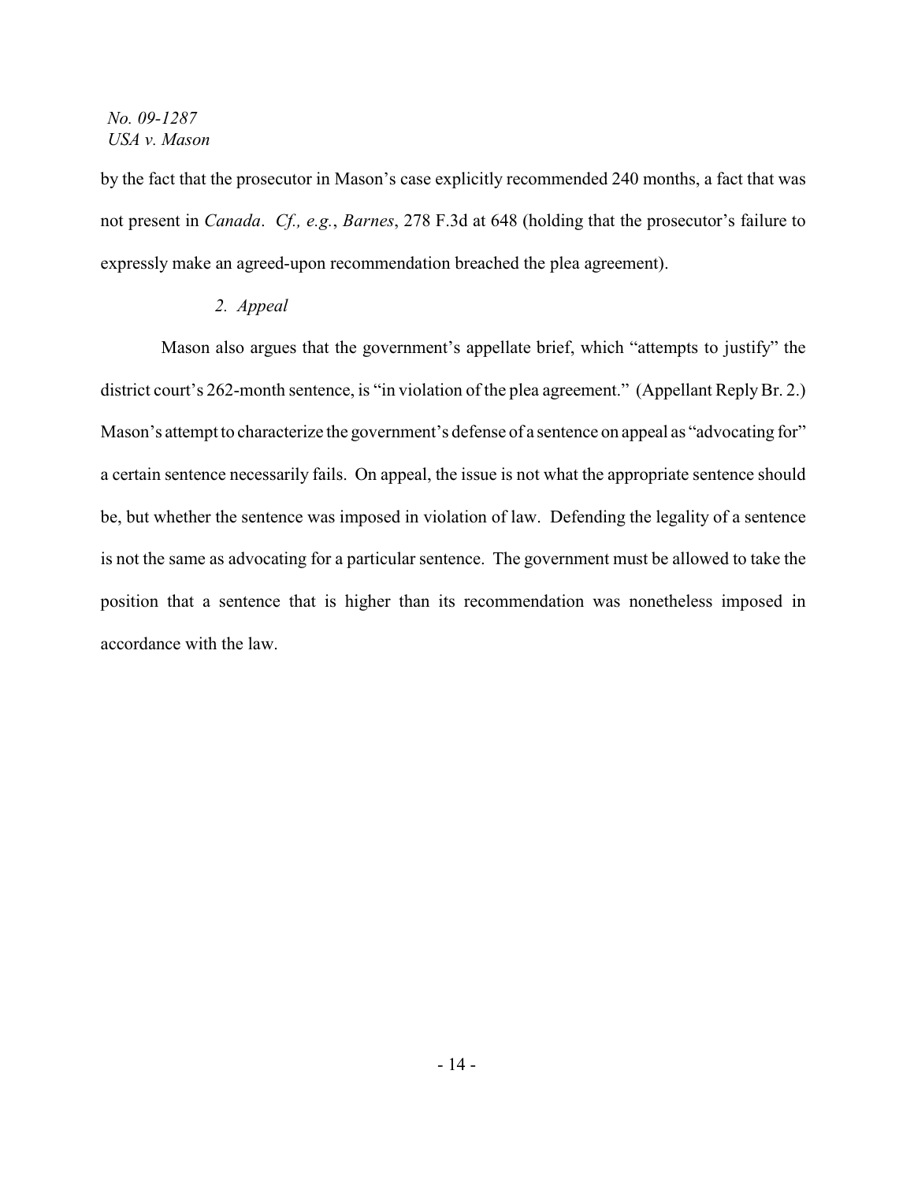by the fact that the prosecutor in Mason's case explicitly recommended 240 months, a fact that was not present in *Canada*. *Cf., e.g.*, *Barnes*, 278 F.3d at 648 (holding that the prosecutor's failure to expressly make an agreed-upon recommendation breached the plea agreement).

*2. Appeal*

Mason also argues that the government's appellate brief, which "attempts to justify" the district court's 262-month sentence, is "in violation of the plea agreement." (Appellant Reply Br. 2.) Mason's attempt to characterize the government's defense of a sentence on appeal as "advocating for" a certain sentence necessarily fails. On appeal, the issue is not what the appropriate sentence should be, but whether the sentence was imposed in violation of law. Defending the legality of a sentence is not the same as advocating for a particular sentence. The government must be allowed to take the position that a sentence that is higher than its recommendation was nonetheless imposed in accordance with the law.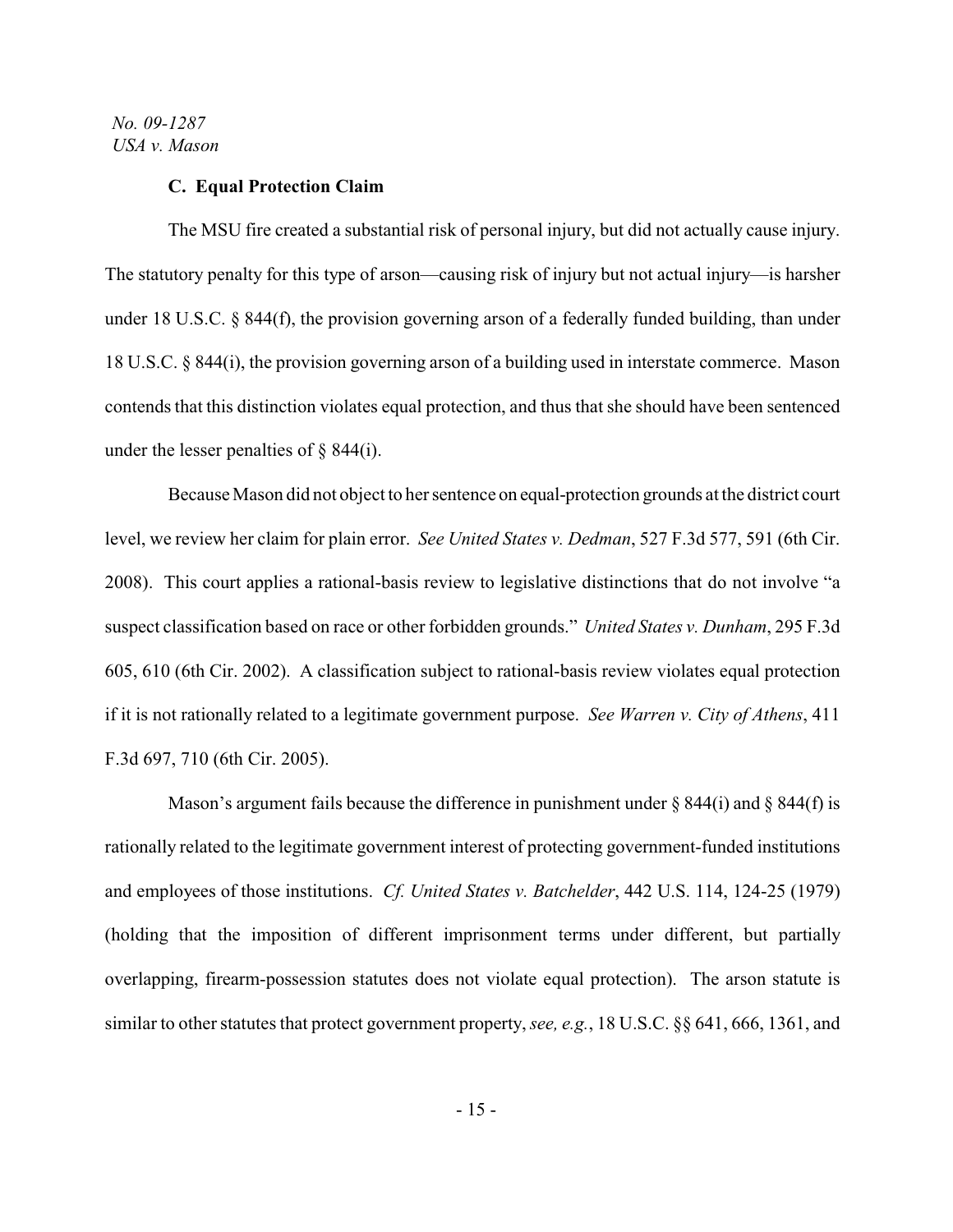### C. Equal Protection Claim

The MSU fire created a substantial risk of personal injury, but did not actually cause injury. The statutory penalty for this type of arson—causing risk of injury but not actual injury—is harsher under 18 U.S.C. § 844(f), the provision governing arson of a federally funded building, than under 18 U.S.C. § 844(i), the provision governing arson of a building used in interstate commerce. Mason contends that this distinction violates equal protection, and thus that she should have been sentenced under the lesser penalties of § 844(i).

Because Mason did not object to her sentence on equal-protection grounds at the district court level, we review her claim for plain error. *See United States v. Dedman*, 527 F.3d 577, 591 (6th Cir. 2008). This court applies a rational-basis review to legislative distinctions that do not involve "a suspect classification based on race or other forbidden grounds." *United States v. Dunham*, 295 F.3d 605, 610 (6th Cir. 2002). A classification subject to rational-basis review violates equal protection if it is not rationally related to a legitimate government purpose. *See Warren v. City of Athens*, 411 F.3d 697, 710 (6th Cir. 2005).

Mason's argument fails because the difference in punishment under § 844(i) and § 844(f) is rationally related to the legitimate government interest of protecting government-funded institutions and employees of those institutions. *Cf. United States v. Batchelder*, 442 U.S. 114, 124-25 (1979) (holding that the imposition of different imprisonment terms under different, but partially overlapping, firearm-possession statutes does not violate equal protection). The arson statute is similar to other statutes that protect government property, *see, e.g.*, 18 U.S.C. §§ 641, 666, 1361, and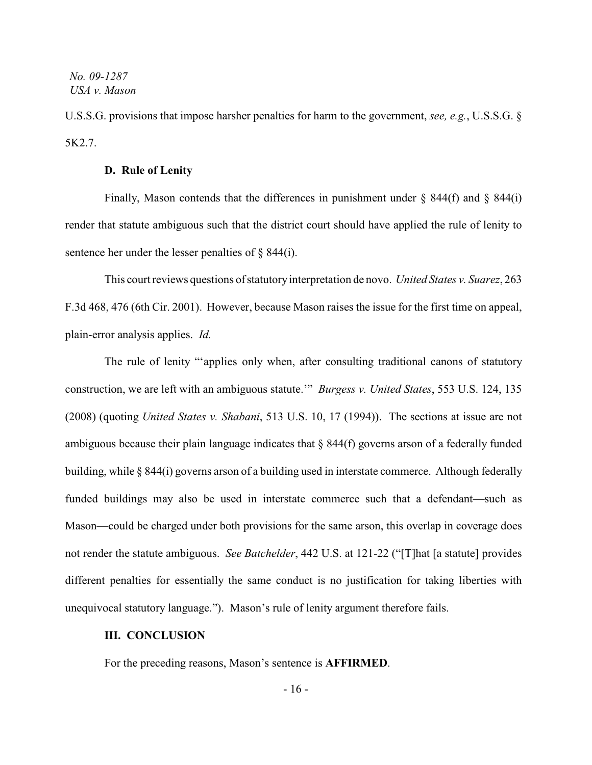U.S.S.G. provisions that impose harsher penalties for harm to the government, *see, e.g.*, U.S.S.G. § 5K2.7.

### D. Rule of Lenity

Finally, Mason contends that the differences in punishment under § 844(f) and § 844(i) render that statute ambiguous such that the district court should have applied the rule of lenity to sentence her under the lesser penalties of § 844(i).

This court reviews questions of statutory interpretation de novo. *United States v. Suarez*, 263 F.3d 468, 476 (6th Cir. 2001). However, because Mason raises the issue for the first time on appeal, plain-error analysis applies. *Id.*

The rule of lenity "'applies only when, after consulting traditional canons of statutory construction, we are left with an ambiguous statute.'" *Burgess v. United States*, 553 U.S. 124, 135 (2008) (quoting *United States v. Shabani*, 513 U.S. 10, 17 (1994)). The sections at issue are not ambiguous because their plain language indicates that § 844(f) governs arson of a federally funded building, while § 844(i) governs arson of a building used in interstate commerce. Although federally funded buildings may also be used in interstate commerce such that a defendant—such as Mason—could be charged under both provisions for the same arson, this overlap in coverage does not render the statute ambiguous. *See Batchelder*, 442 U.S. at 121-22 ("[T]hat [a statute] provides different penalties for essentially the same conduct is no justification for taking liberties with unequivocal statutory language."). Mason's rule of lenity argument therefore fails.

## III. CONCLUSION

For the preceding reasons, Mason's sentence is **AFFIRMED**.